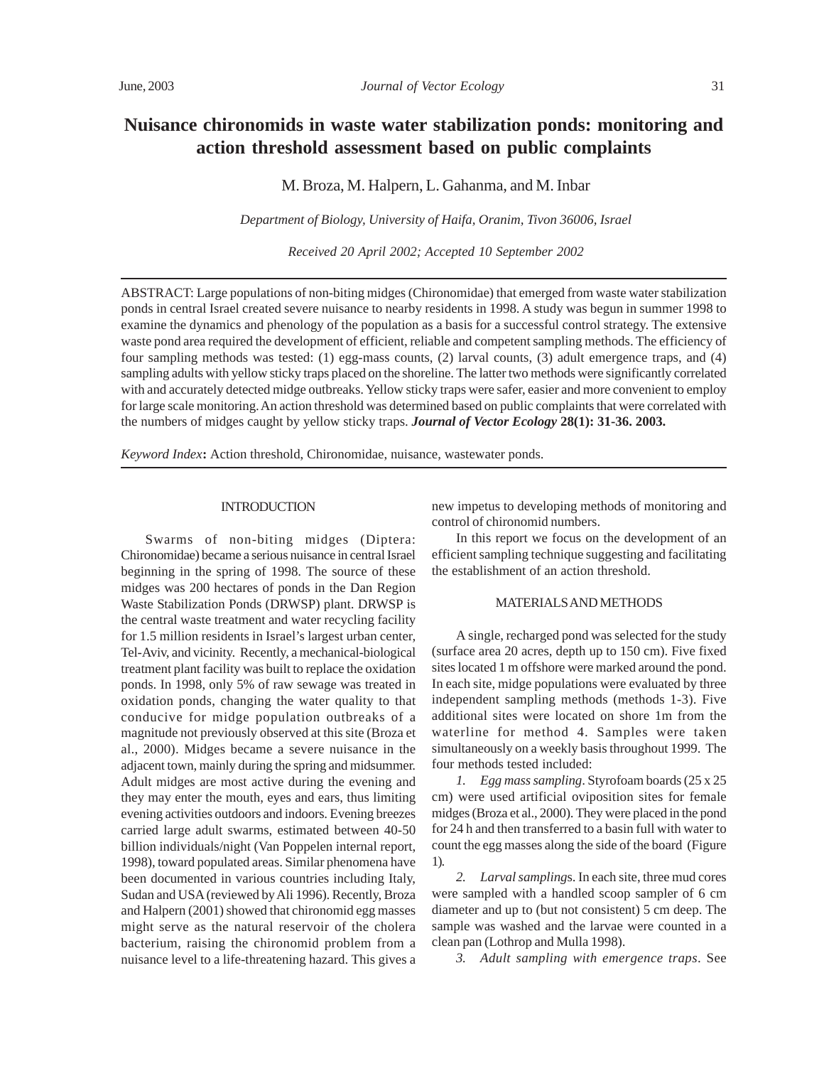# Nuisance chironomids in waste water stabilization ponds: monitoring and action threshold assessment based on public complaints

M. Broza, M. Halpern, L. Gahanma, and M. Inbar

*Department of Biology, University of Haifa, Oranim, Tivon 36006, Israel*

*Received 20 April 2002; Accepted 10 September 2002*

ABSTRACT: Large populations of non-biting midges (Chironomidae) that emerged from waste water stabilization ponds in central Israel created severe nuisance to nearby residents in 1998. A study was begun in summer 1998 to examine the dynamics and phenology of the population as a basis for a successful control strategy. The extensive waste pond area required the development of efficient, reliable and competent sampling methods. The efficiency of four sampling methods was tested: (1) egg-mass counts, (2) larval counts, (3) adult emergence traps, and (4) sampling adults with yellow sticky traps placed on the shoreline. The latter two methods were significantly correlated with and accurately detected midge outbreaks. Yellow sticky traps were safer, easier and more convenient to employ for large scale monitoring. An action threshold was determined based on public complaints that were correlated with the numbers of midges caught by yellow sticky traps. ***Journal of Vector Ecology* 28(1): 31-36. 2003.**

*Keyword Index***:** Action threshold, Chironomidae, nuisance, wastewater ponds.

## INTRODUCTION

Swarms of non-biting midges (Diptera: Chironomidae) became a serious nuisance in central Israel beginning in the spring of 1998. The source of these midges was 200 hectares of ponds in the Dan Region Waste Stabilization Ponds (DRWSP) plant. DRWSP is the central waste treatment and water recycling facility for 1.5 million residents in Israel's largest urban center, Tel-Aviv, and vicinity. Recently, a mechanical-biological treatment plant facility was built to replace the oxidation ponds. In 1998, only 5% of raw sewage was treated in oxidation ponds, changing the water quality to that conducive for midge population outbreaks of a magnitude not previously observed at this site (Broza et al., 2000). Midges became a severe nuisance in the adjacent town, mainly during the spring and midsummer. Adult midges are most active during the evening and they may enter the mouth, eyes and ears, thus limiting evening activities outdoors and indoors. Evening breezes carried large adult swarms, estimated between 40-50 billion individuals/night (Van Poppelen internal report, 1998), toward populated areas. Similar phenomena have been documented in various countries including Italy, Sudan and USA (reviewed by Ali 1996). Recently, Broza and Halpern (2001) showed that chironomid egg masses might serve as the natural reservoir of the cholera bacterium, raising the chironomid problem from a nuisance level to a life-threatening hazard. This gives a new impetus to developing methods of monitoring and control of chironomid numbers.

In this report we focus on the development of an efficient sampling technique suggesting and facilitating the establishment of an action threshold.

## MATERIALS AND METHODS

A single, recharged pond was selected for the study (surface area 20 acres, depth up to 150 cm). Five fixed sites located 1 m offshore were marked around the pond. In each site, midge populations were evaluated by three independent sampling methods (methods 1-3). Five additional sites were located on shore 1m from the waterline for method 4. Samples were taken simultaneously on a weekly basis throughout 1999. The four methods tested included:

*1. Egg mass sampling*. Styrofoam boards (25 x 25 cm) were used artificial oviposition sites for female midges (Broza et al., 2000). They were placed in the pond for 24 h and then transferred to a basin full with water to count the egg masses along the side of the board (Figure 1).

*2. Larval sampling*s. In each site, three mud cores were sampled with a handled scoop sampler of 6 cm diameter and up to (but not consistent) 5 cm deep. The sample was washed and the larvae were counted in a clean pan (Lothrop and Mulla 1998).

*3. Adult sampling with emergence traps*. See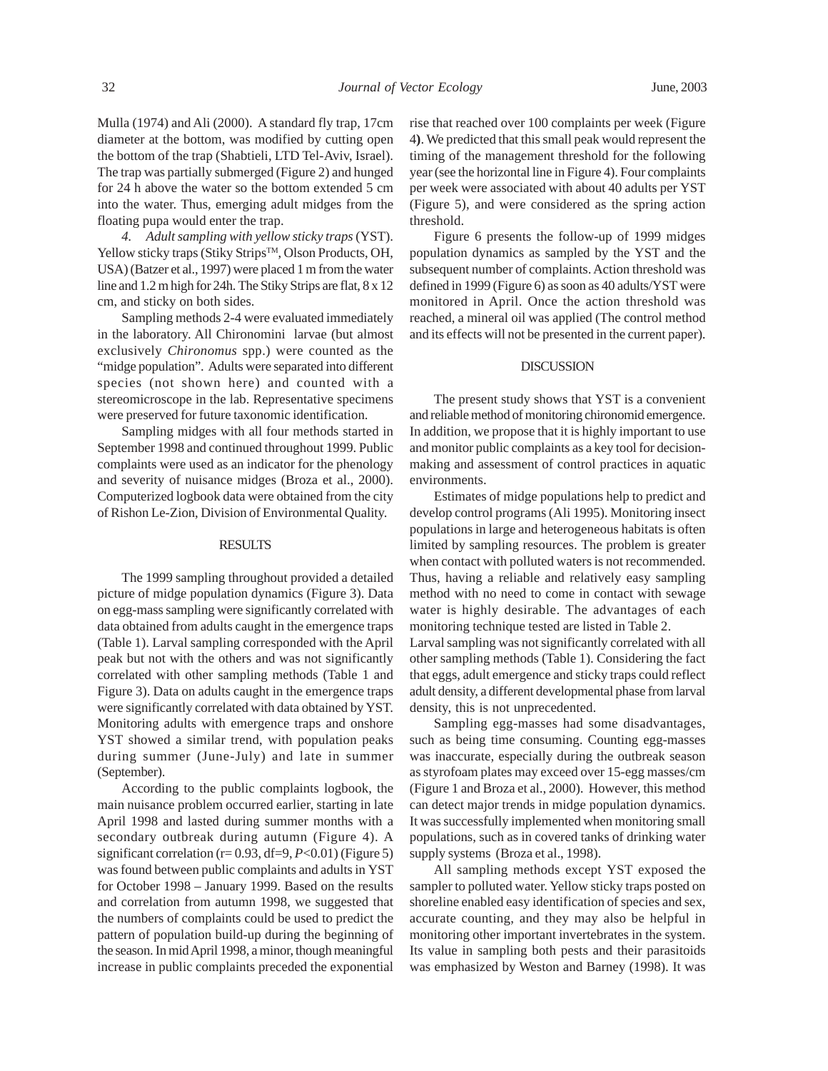Mulla (1974) and Ali (2000). A standard fly trap, 17cm diameter at the bottom, was modified by cutting open the bottom of the trap (Shabtieli, LTD Tel-Aviv, Israel). The trap was partially submerged (Figure 2) and hunged for 24 h above the water so the bottom extended 5 cm into the water. Thus, emerging adult midges from the floating pupa would enter the trap.

*4. Adult sampling with yellow sticky traps* (YST). Yellow sticky traps (Stiky Strips™, Olson Products, OH, USA) (Batzer et al., 1997) were placed 1 m from the water line and 1.2 m high for 24h. The Stiky Strips are flat, 8 x 12 cm, and sticky on both sides.

Sampling methods 2-4 were evaluated immediately in the laboratory. All Chironomini larvae (but almost exclusively *Chironomus* spp.) were counted as the "midge population". Adults were separated into different species (not shown here) and counted with a stereomicroscope in the lab. Representative specimens were preserved for future taxonomic identification.

Sampling midges with all four methods started in September 1998 and continued throughout 1999. Public complaints were used as an indicator for the phenology and severity of nuisance midges (Broza et al., 2000). Computerized logbook data were obtained from the city of Rishon Le-Zion, Division of Environmental Quality.

## RESULTS

The 1999 sampling throughout provided a detailed picture of midge population dynamics (Figure 3). Data on egg-mass sampling were significantly correlated with data obtained from adults caught in the emergence traps (Table 1). Larval sampling corresponded with the April peak but not with the others and was not significantly correlated with other sampling methods (Table 1 and Figure 3). Data on adults caught in the emergence traps were significantly correlated with data obtained by YST. Monitoring adults with emergence traps and onshore YST showed a similar trend, with population peaks during summer (June-July) and late in summer (September).

According to the public complaints logbook, the main nuisance problem occurred earlier, starting in late April 1998 and lasted during summer months with a secondary outbreak during autumn (Figure 4). A significant correlation ($r= 0.93$, $df=9$, $P<0.01$) (Figure 5) was found between public complaints and adults in YST for October 1998 – January 1999. Based on the results and correlation from autumn 1998, we suggested that the numbers of complaints could be used to predict the pattern of population build-up during the beginning of the season. In mid April 1998, a minor, though meaningful increase in public complaints preceded the exponential rise that reached over 100 complaints per week (Figure 4**)**. We predicted that this small peak would represent the timing of the management threshold for the following year (see the horizontal line in Figure 4). Four complaints per week were associated with about 40 adults per YST (Figure 5), and were considered as the spring action threshold.

Figure 6 presents the follow-up of 1999 midges population dynamics as sampled by the YST and the subsequent number of complaints. Action threshold was defined in 1999 (Figure 6) as soon as 40 adults/YST were monitored in April. Once the action threshold was reached, a mineral oil was applied (The control method and its effects will not be presented in the current paper).

## DISCUSSION

The present study shows that YST is a convenient and reliable method of monitoring chironomid emergence. In addition, we propose that it is highly important to use and monitor public complaints as a key tool for decision-making and assessment of control practices in aquatic environments.

Estimates of midge populations help to predict and develop control programs (Ali 1995). Monitoring insect populations in large and heterogeneous habitats is often limited by sampling resources. The problem is greater when contact with polluted waters is not recommended. Thus, having a reliable and relatively easy sampling method with no need to come in contact with sewage water is highly desirable. The advantages of each monitoring technique tested are listed in Table 2.

Larval sampling was not significantly correlated with all other sampling methods (Table 1). Considering the fact that eggs, adult emergence and sticky traps could reflect adult density, a different developmental phase from larval density, this is not unprecedented.

Sampling egg-masses had some disadvantages, such as being time consuming. Counting egg-masses was inaccurate, especially during the outbreak season as styrofoam plates may exceed over 15-egg masses/cm (Figure 1 and Broza et al., 2000). However, this method can detect major trends in midge population dynamics. It was successfully implemented when monitoring small populations, such as in covered tanks of drinking water supply systems (Broza et al., 1998).

All sampling methods except YST exposed the sampler to polluted water. Yellow sticky traps posted on shoreline enabled easy identification of species and sex, accurate counting, and they may also be helpful in monitoring other important invertebrates in the system. Its value in sampling both pests and their parasitoids was emphasized by Weston and Barney (1998). It was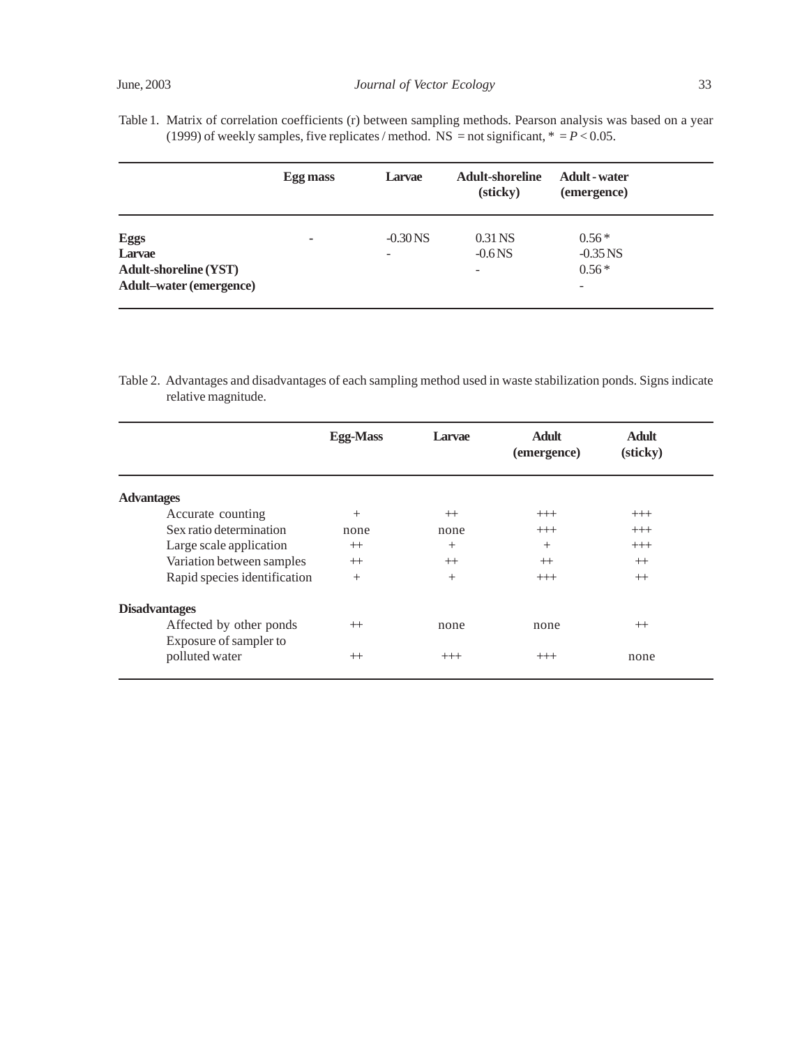Table 1. Matrix of correlation coefficients (r) between sampling methods. Pearson analysis was based on a year (1999) of weekly samples, five replicates / method. NS = not significant, * = $P < 0.05$.

| | Egg mass | Larvae | Adult-shoreline (sticky) | Adult - water (emergence) |
|---|---|---|---|---|
| **Eggs** | - | -0.30 NS | 0.31 NS | 0.56 * |
| **Larvae** | | - | -0.6 NS | -0.35 NS |
| **Adult-shoreline (YST)** | | | - | 0.56 * |
| **Adult–water (emergence)** | | | | - |

Table 2. Advantages and disadvantages of each sampling method used in waste stabilization ponds. Signs indicate relative magnitude.

| | Egg-Mass | Larvae | Adult (emergence) | Adult (sticky) |
|---|---|---|---|---|
| **Advantages** | | | | |
| Accurate counting | + | ++ | +++ | +++ |
| Sex ratio determination | none | none | +++ | +++ |
| Large scale application | ++ | + | + | +++ |
| Variation between samples | ++ | ++ | ++ | ++ |
| Rapid species identification | + | + | +++ | ++ |
| **Disadvantages** | | | | |
| Affected by other ponds | ++ | none | none | ++ |
| Exposure of sampler to polluted water | ++ | +++ | +++ | none |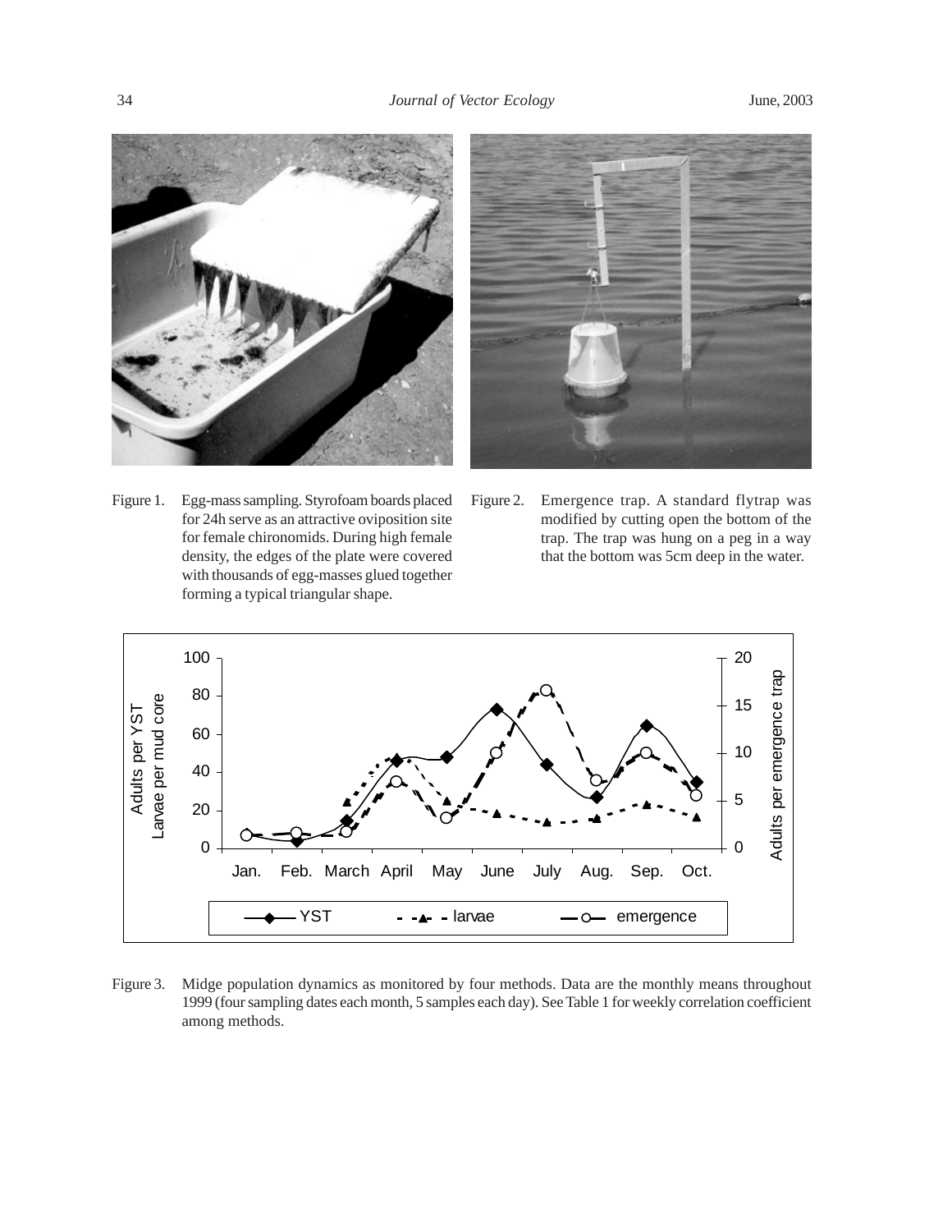Figure 1. Egg-mass sampling. Styrofoam boards placed for 24h serve as an attractive oviposition site for female chironomids. During high female density, the edges of the plate were covered with thousands of egg-masses glued together forming a typical triangular shape.

Figure 2. Emergence trap. A standard flytrap was modified by cutting open the bottom of the trap. The trap was hung on a peg in a way that the bottom was 5cm deep in the water.

Figure 3. Midge population dynamics as monitored by four methods. Data are the monthly means throughout 1999 (four sampling dates each month, 5 samples each day). See Table 1 for weekly correlation coefficient among methods.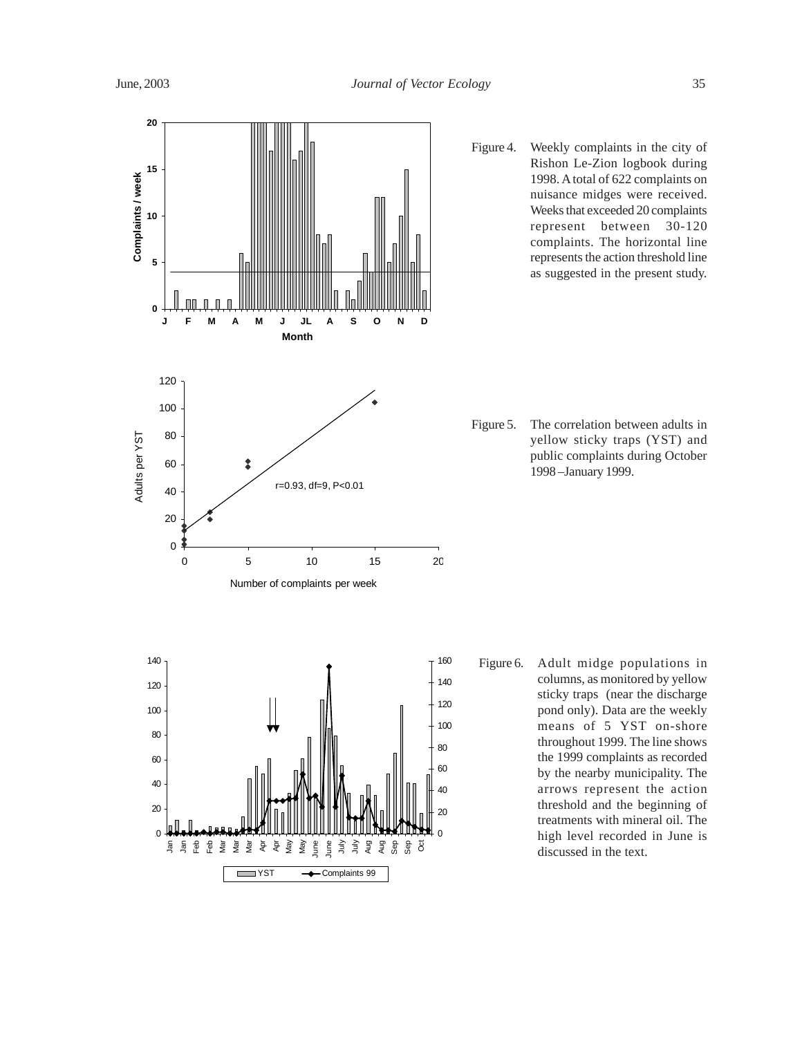Figure 4. Weekly complaints in the city of Rishon Le-Zion logbook during 1998. A total of 622 complaints on nuisance midges were received. Weeks that exceeded 20 complaints represent between 30-120 complaints. The horizontal line represents the action threshold line as suggested in the present study.

Figure 5. The correlation between adults in yellow sticky traps (YST) and public complaints during October 1998 –January 1999.

Figure 6. Adult midge populations in columns, as monitored by yellow sticky traps (near the discharge pond only). Data are the weekly means of 5 YST on-shore throughout 1999. The line shows the 1999 complaints as recorded by the nearby municipality. The arrows represent the action threshold and the beginning of treatments with mineral oil. The high level recorded in June is discussed in the text.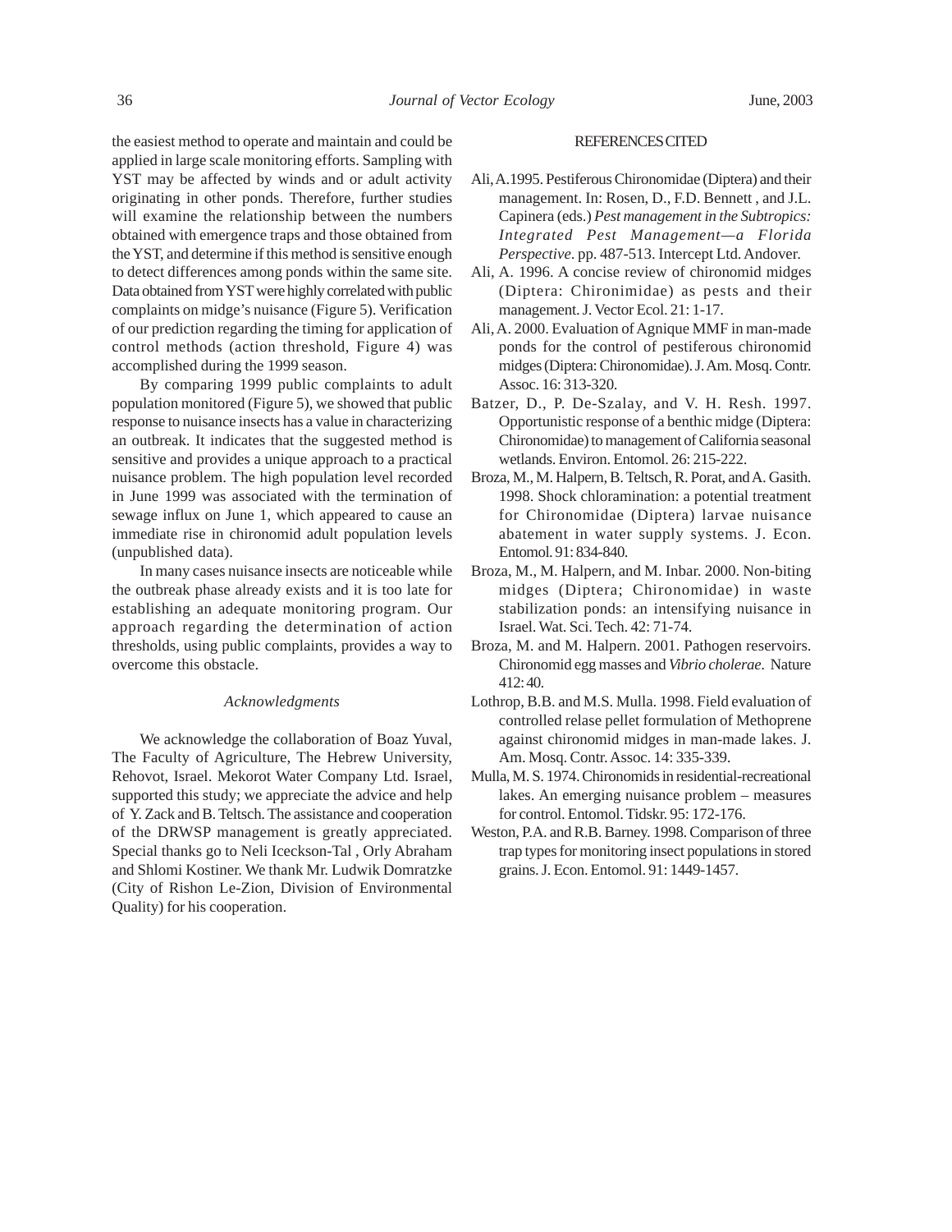the easiest method to operate and maintain and could be applied in large scale monitoring efforts. Sampling with YST may be affected by winds and or adult activity originating in other ponds. Therefore, further studies will examine the relationship between the numbers obtained with emergence traps and those obtained from the YST, and determine if this method is sensitive enough to detect differences among ponds within the same site. Data obtained from YST were highly correlated with public complaints on midge's nuisance (Figure 5). Verification of our prediction regarding the timing for application of control methods (action threshold, Figure 4) was accomplished during the 1999 season.

By comparing 1999 public complaints to adult population monitored (Figure 5), we showed that public response to nuisance insects has a value in characterizing an outbreak. It indicates that the suggested method is sensitive and provides a unique approach to a practical nuisance problem. The high population level recorded in June 1999 was associated with the termination of sewage influx on June 1, which appeared to cause an immediate rise in chironomid adult population levels (unpublished data).

In many cases nuisance insects are noticeable while the outbreak phase already exists and it is too late for establishing an adequate monitoring program. Our approach regarding the determination of action thresholds, using public complaints, provides a way to overcome this obstacle.

### *Acknowledgments*

We acknowledge the collaboration of Boaz Yuval, The Faculty of Agriculture, The Hebrew University, Rehovot, Israel. Mekorot Water Company Ltd. Israel, supported this study; we appreciate the advice and help of Y. Zack and B. Teltsch. The assistance and cooperation of the DRWSP management is greatly appreciated. Special thanks go to Neli Iceckson-Tal , Orly Abraham and Shlomi Kostiner. We thank Mr. Ludwik Domratzke (City of Rishon Le-Zion, Division of Environmental Quality) for his cooperation.

## REFERENCES CITED

Ali, A.1995. Pestiferous Chironomidae (Diptera) and their management. In: Rosen, D., F.D. Bennett , and J.L. Capinera (eds.) *Pest management in the Subtropics: Integrated Pest Management—a Florida Perspective*. pp. 487-513. Intercept Ltd. Andover.

Ali, A. 1996. A concise review of chironomid midges (Diptera: Chironimidae) as pests and their management. J. Vector Ecol. 21: 1-17.

Ali, A. 2000. Evaluation of Agnique MMF in man-made ponds for the control of pestiferous chironomid midges (Diptera: Chironomidae). J. Am. Mosq. Contr. Assoc. 16: 313-320.

Batzer, D., P. De-Szalay, and V. H. Resh. 1997. Opportunistic response of a benthic midge (Diptera: Chironomidae) to management of California seasonal wetlands. Environ. Entomol. 26: 215-222.

Broza, M., M. Halpern, B. Teltsch, R. Porat, and A. Gasith. 1998. Shock chloramination: a potential treatment for Chironomidae (Diptera) larvae nuisance abatement in water supply systems. J. Econ. Entomol. 91: 834-840.

Broza, M., M. Halpern, and M. Inbar. 2000. Non-biting midges (Diptera; Chironomidae) in waste stabilization ponds: an intensifying nuisance in Israel. Wat. Sci. Tech. 42: 71-74.

Broza, M. and M. Halpern. 2001. Pathogen reservoirs. Chironomid egg masses and *Vibrio cholerae*. Nature 412: 40.

Lothrop, B.B. and M.S. Mulla. 1998. Field evaluation of controlled relase pellet formulation of Methoprene against chironomid midges in man-made lakes. J. Am. Mosq. Contr. Assoc. 14: 335-339.

Mulla, M. S. 1974. Chironomids in residential-recreational lakes. An emerging nuisance problem – measures for control. Entomol. Tidskr. 95: 172-176.

Weston, P.A. and R.B. Barney. 1998. Comparison of three trap types for monitoring insect populations in stored grains. J. Econ. Entomol. 91: 1449-1457.